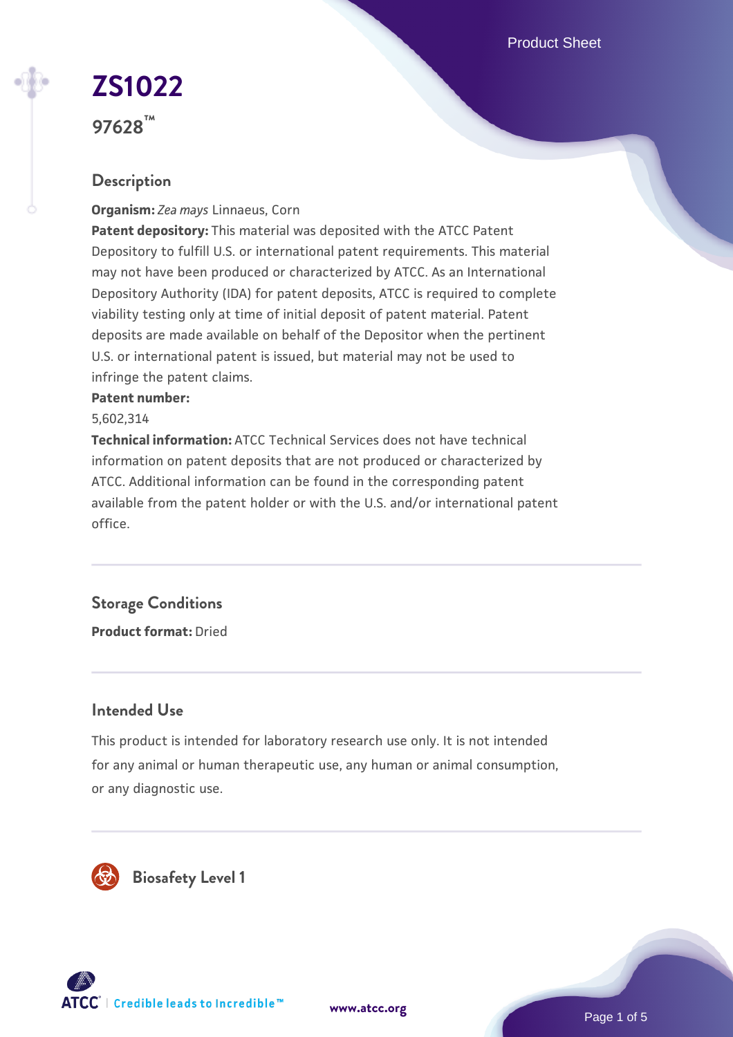# ZS1022

**97628™**

## Description

**Organism:** *Zea mays* Linnaeus, Corn

**Patent depository:** This material was deposited with the ATCC Patent Depository to fulfill U.S. or international patent requirements. This material may not have been produced or characterized by ATCC. As an International Depository Authority (IDA) for patent deposits, ATCC is required to complete viability testing only at time of initial deposit of patent material. Patent deposits are made available on behalf of the Depositor when the pertinent U.S. or international patent is issued, but material may not be used to infringe the patent claims.

**Patent number:**

5,602,314

**Technical information:** ATCC Technical Services does not have technical information on patent deposits that are not produced or characterized by ATCC. Additional information can be found in the corresponding patent available from the patent holder or with the U.S. and/or international patent office.

## Storage Conditions

**Product format:** Dried

## Intended Use

This product is intended for laboratory research use only. It is not intended for any animal or human therapeutic use, any human or animal consumption, or any diagnostic use.

## Biosafety Level 1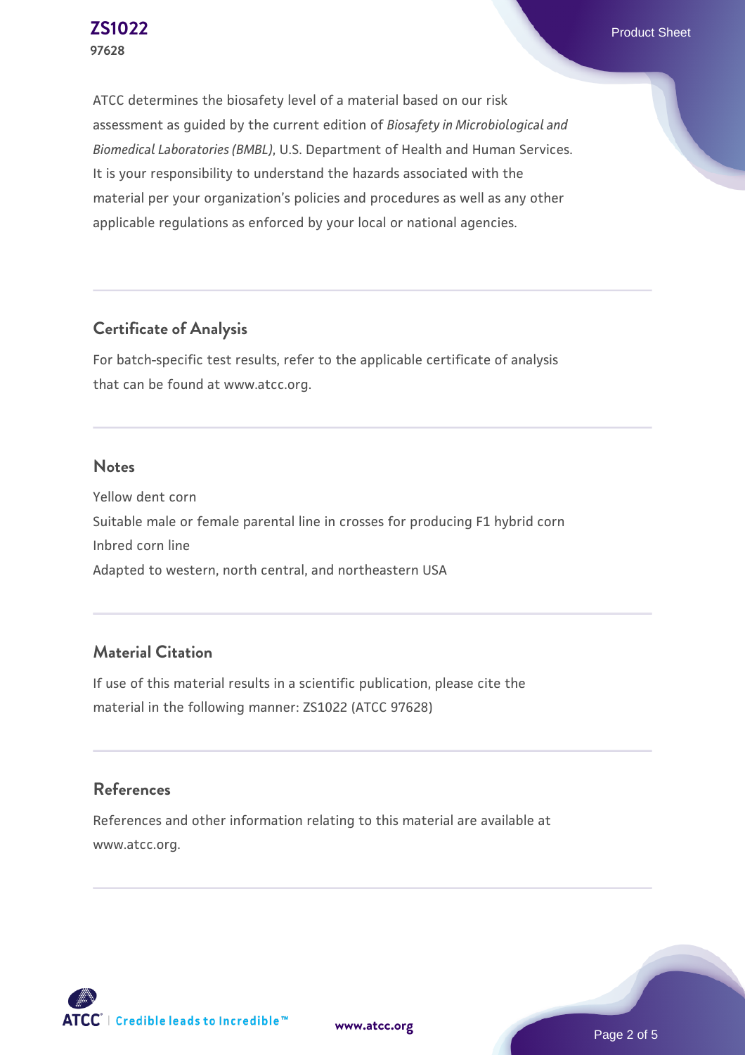ATCC determines the biosafety level of a material based on our risk assessment as guided by the current edition of *Biosafety in Microbiological and Biomedical Laboratories (BMBL)*, U.S. Department of Health and Human Services. It is your responsibility to understand the hazards associated with the material per your organization's policies and procedures as well as any other applicable regulations as enforced by your local or national agencies.

## Certificate of Analysis

For batch-specific test results, refer to the applicable certificate of analysis that can be found at www.atcc.org.

## Notes

Yellow dent corn
Suitable male or female parental line in crosses for producing F1 hybrid corn
Inbred corn line
Adapted to western, north central, and northeastern USA

## Material Citation

If use of this material results in a scientific publication, please cite the material in the following manner: ZS1022 (ATCC 97628)

## References

References and other information relating to this material are available at www.atcc.org.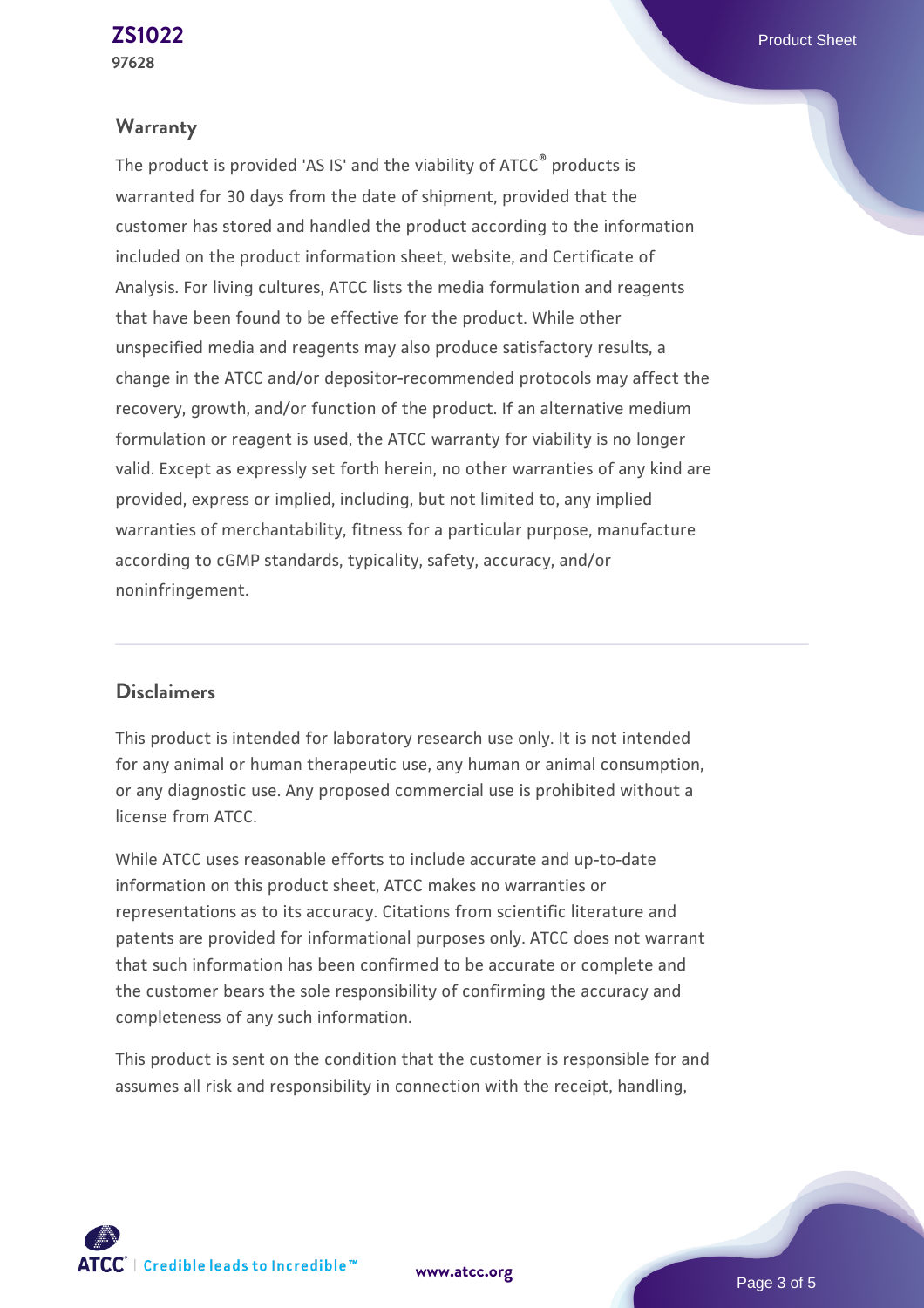## Warranty

The product is provided 'AS IS' and the viability of ATCC® products is warranted for 30 days from the date of shipment, provided that the customer has stored and handled the product according to the information included on the product information sheet, website, and Certificate of Analysis. For living cultures, ATCC lists the media formulation and reagents that have been found to be effective for the product. While other unspecified media and reagents may also produce satisfactory results, a change in the ATCC and/or depositor-recommended protocols may affect the recovery, growth, and/or function of the product. If an alternative medium formulation or reagent is used, the ATCC warranty for viability is no longer valid. Except as expressly set forth herein, no other warranties of any kind are provided, express or implied, including, but not limited to, any implied warranties of merchantability, fitness for a particular purpose, manufacture according to cGMP standards, typicality, safety, accuracy, and/or noninfringement.

## Disclaimers

This product is intended for laboratory research use only. It is not intended for any animal or human therapeutic use, any human or animal consumption, or any diagnostic use. Any proposed commercial use is prohibited without a license from ATCC.

While ATCC uses reasonable efforts to include accurate and up-to-date information on this product sheet, ATCC makes no warranties or representations as to its accuracy. Citations from scientific literature and patents are provided for informational purposes only. ATCC does not warrant that such information has been confirmed to be accurate or complete and the customer bears the sole responsibility of confirming the accuracy and completeness of any such information.

This product is sent on the condition that the customer is responsible for and assumes all risk and responsibility in connection with the receipt, handling,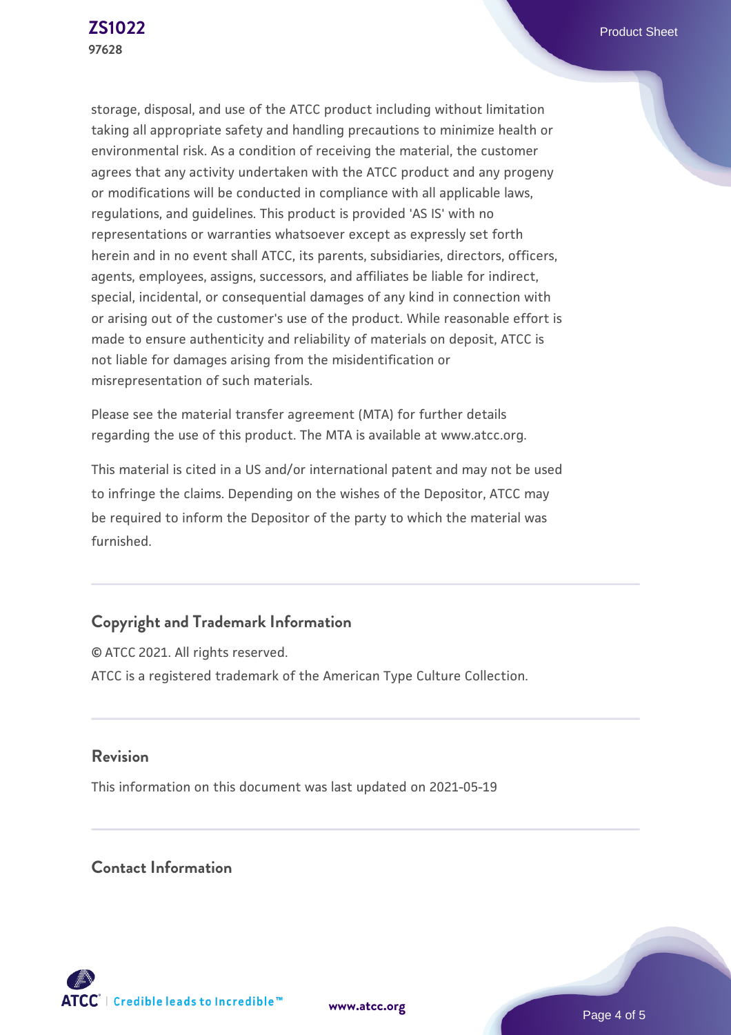storage, disposal, and use of the ATCC product including without limitation taking all appropriate safety and handling precautions to minimize health or environmental risk. As a condition of receiving the material, the customer agrees that any activity undertaken with the ATCC product and any progeny or modifications will be conducted in compliance with all applicable laws, regulations, and guidelines. This product is provided 'AS IS' with no representations or warranties whatsoever except as expressly set forth herein and in no event shall ATCC, its parents, subsidiaries, directors, officers, agents, employees, assigns, successors, and affiliates be liable for indirect, special, incidental, or consequential damages of any kind in connection with or arising out of the customer's use of the product. While reasonable effort is made to ensure authenticity and reliability of materials on deposit, ATCC is not liable for damages arising from the misidentification or misrepresentation of such materials.

Please see the material transfer agreement (MTA) for further details regarding the use of this product. The MTA is available at www.atcc.org.

This material is cited in a US and/or international patent and may not be used to infringe the claims. Depending on the wishes of the Depositor, ATCC may be required to inform the Depositor of the party to which the material was furnished.

## Copyright and Trademark Information

© ATCC 2021. All rights reserved.
ATCC is a registered trademark of the American Type Culture Collection.

## Revision

This information on this document was last updated on 2021-05-19

## Contact Information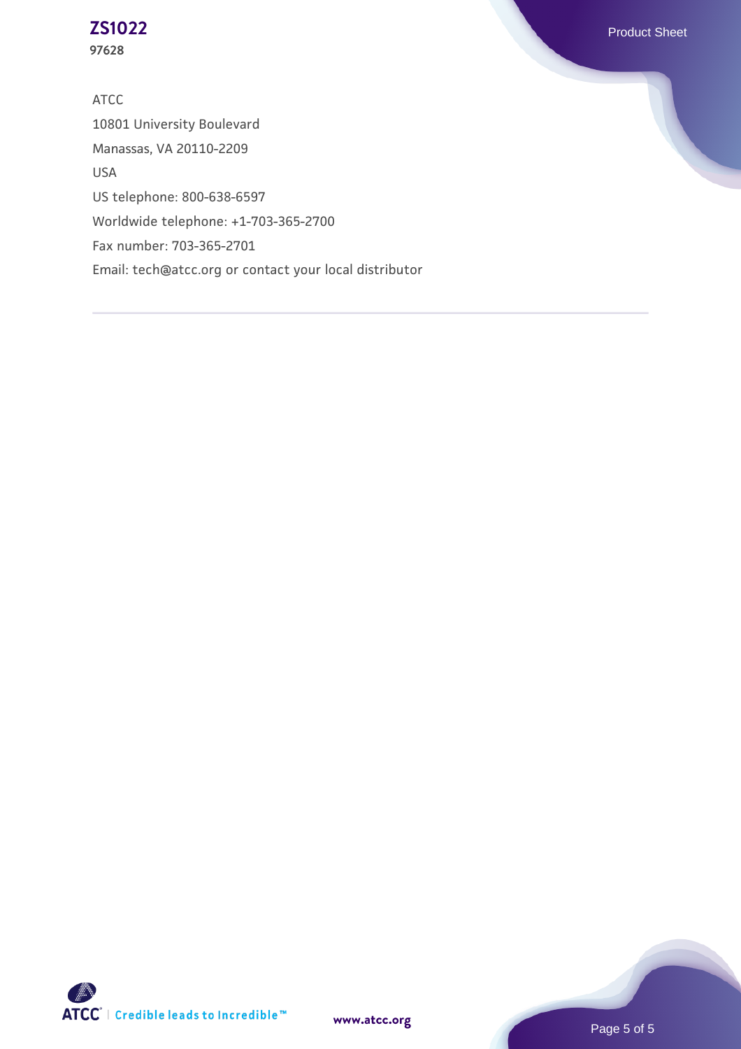ATCC

10801 University Boulevard

Manassas, VA 20110-2209

USA

US telephone: 800-638-6597

Worldwide telephone: +1-703-365-2700

Fax number: 703-365-2701

Email: tech@atcc.org or contact your local distributor